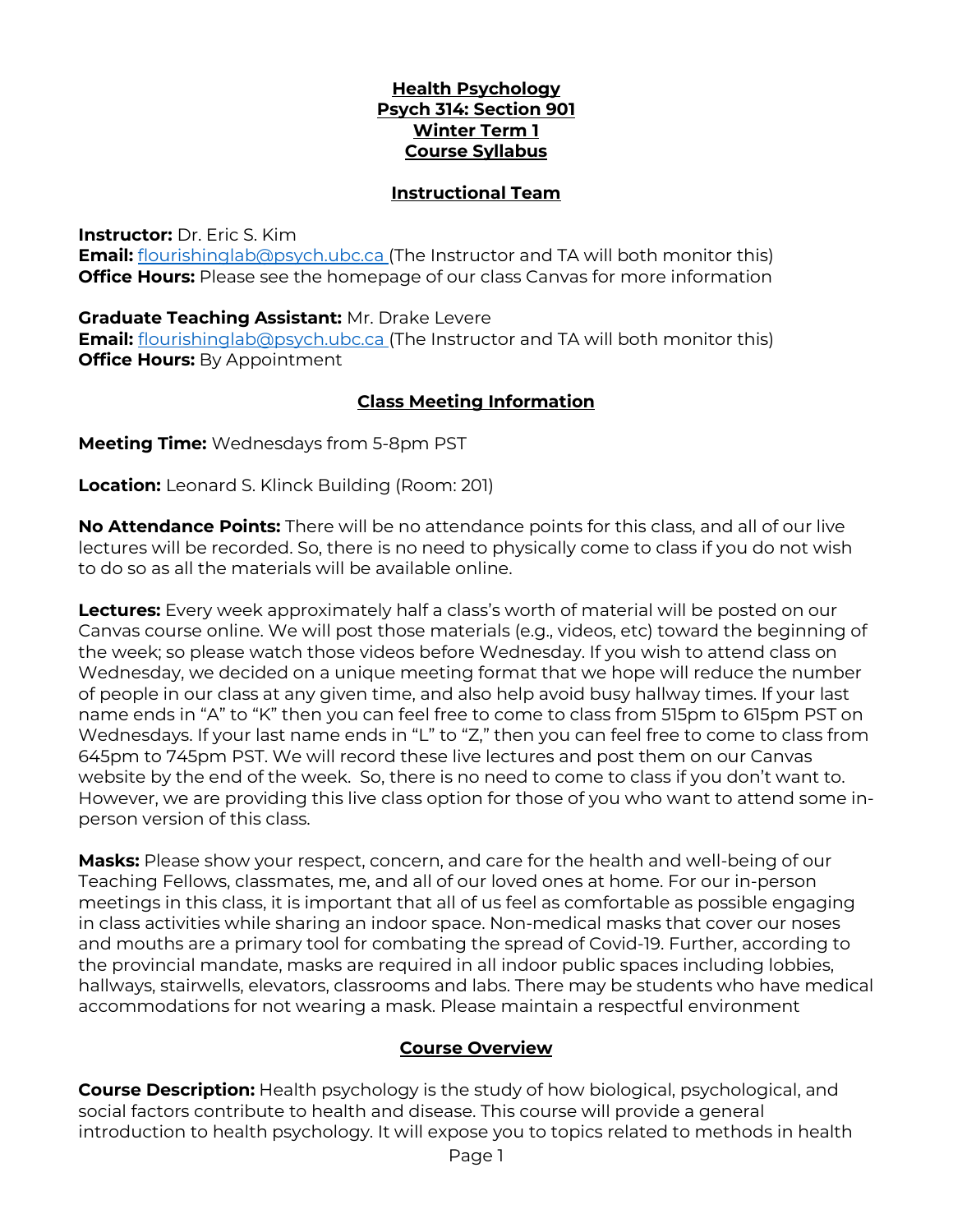# Health Psychology
# Psych 314: Section 901
# Winter Term 1
# Course Syllabus

## Instructional Team

**Instructor:** Dr. Eric S. Kim
**Email:** flourishinglab@psych.ubc.ca (The Instructor and TA will both monitor this)
**Office Hours:** Please see the homepage of our class Canvas for more information

**Graduate Teaching Assistant:** Mr. Drake Levere
**Email:** flourishinglab@psych.ubc.ca (The Instructor and TA will both monitor this)
**Office Hours:** By Appointment

## Class Meeting Information

**Meeting Time:** Wednesdays from 5-8pm PST

**Location:** Leonard S. Klinck Building (Room: 201)

**No Attendance Points:** There will be no attendance points for this class, and all of our live lectures will be recorded. So, there is no need to physically come to class if you do not wish to do so as all the materials will be available online.

**Lectures:** Every week approximately half a class's worth of material will be posted on our Canvas course online. We will post those materials (e.g., videos, etc) toward the beginning of the week; so please watch those videos before Wednesday. If you wish to attend class on Wednesday, we decided on a unique meeting format that we hope will reduce the number of people in our class at any given time, and also help avoid busy hallway times. If your last name ends in "A" to "K" then you can feel free to come to class from 515pm to 615pm PST on Wednesdays. If your last name ends in "L" to "Z," then you can feel free to come to class from 645pm to 745pm PST. We will record these live lectures and post them on our Canvas website by the end of the week. So, there is no need to come to class if you don't want to. However, we are providing this live class option for those of you who want to attend some in-person version of this class.

**Masks:** Please show your respect, concern, and care for the health and well-being of our Teaching Fellows, classmates, me, and all of our loved ones at home. For our in-person meetings in this class, it is important that all of us feel as comfortable as possible engaging in class activities while sharing an indoor space. Non-medical masks that cover our noses and mouths are a primary tool for combating the spread of Covid-19. Further, according to the provincial mandate, masks are required in all indoor public spaces including lobbies, hallways, stairwells, elevators, classrooms and labs. There may be students who have medical accommodations for not wearing a mask. Please maintain a respectful environment

## Course Overview

**Course Description:** Health psychology is the study of how biological, psychological, and social factors contribute to health and disease. This course will provide a general introduction to health psychology. It will expose you to topics related to methods in health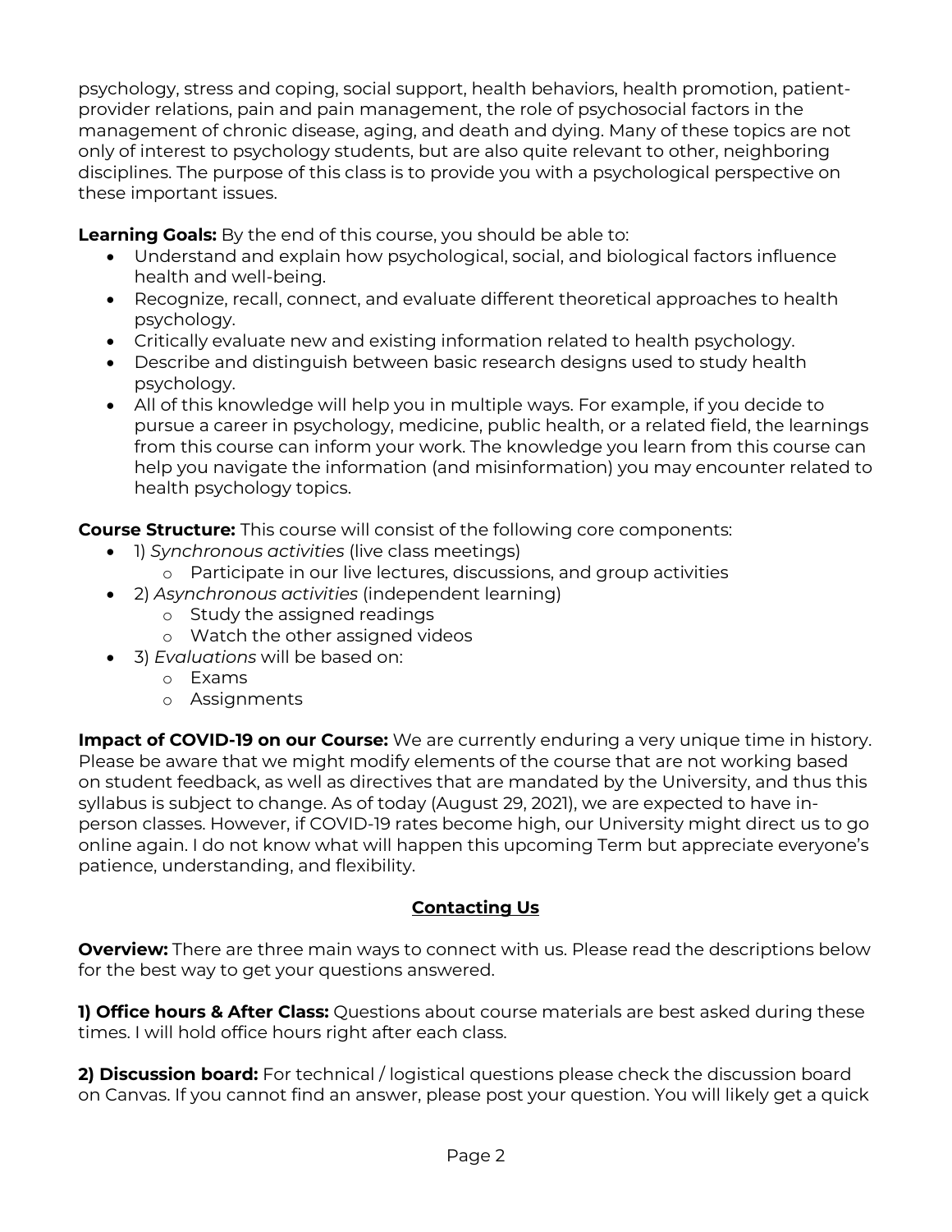psychology, stress and coping, social support, health behaviors, health promotion, patient-provider relations, pain and pain management, the role of psychosocial factors in the management of chronic disease, aging, and death and dying. Many of these topics are not only of interest to psychology students, but are also quite relevant to other, neighboring disciplines. The purpose of this class is to provide you with a psychological perspective on these important issues.

**Learning Goals:** By the end of this course, you should be able to:

- Understand and explain how psychological, social, and biological factors influence health and well-being.
- Recognize, recall, connect, and evaluate different theoretical approaches to health psychology.
- Critically evaluate new and existing information related to health psychology.
- Describe and distinguish between basic research designs used to study health psychology.
- All of this knowledge will help you in multiple ways. For example, if you decide to pursue a career in psychology, medicine, public health, or a related field, the learnings from this course can inform your work. The knowledge you learn from this course can help you navigate the information (and misinformation) you may encounter related to health psychology topics.

**Course Structure:** This course will consist of the following core components:

- 1) *Synchronous activities* (live class meetings)
  - Participate in our live lectures, discussions, and group activities
- 2) *Asynchronous activities* (independent learning)
  - Study the assigned readings
  - Watch the other assigned videos
- 3) *Evaluations* will be based on:
  - Exams
  - Assignments

**Impact of COVID-19 on our Course:** We are currently enduring a very unique time in history. Please be aware that we might modify elements of the course that are not working based on student feedback, as well as directives that are mandated by the University, and thus this syllabus is subject to change. As of today (August 29, 2021), we are expected to have in-person classes. However, if COVID-19 rates become high, our University might direct us to go online again. I do not know what will happen this upcoming Term but appreciate everyone's patience, understanding, and flexibility.

## Contacting Us

**Overview:** There are three main ways to connect with us. Please read the descriptions below for the best way to get your questions answered.

**1) Office hours & After Class:** Questions about course materials are best asked during these times. I will hold office hours right after each class.

**2) Discussion board:** For technical / logistical questions please check the discussion board on Canvas. If you cannot find an answer, please post your question. You will likely get a quick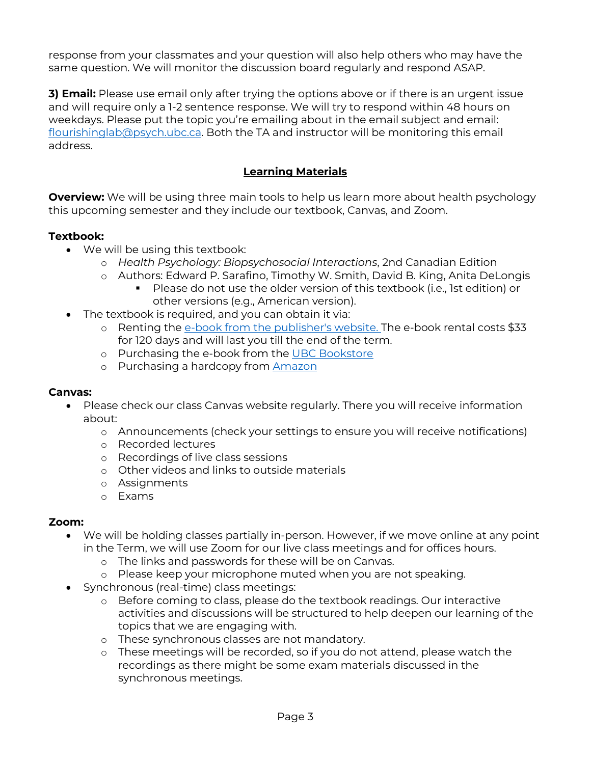response from your classmates and your question will also help others who may have the same question. We will monitor the discussion board regularly and respond ASAP.

**3) Email:** Please use email only after trying the options above or if there is an urgent issue and will require only a 1-2 sentence response. We will try to respond within 48 hours on weekdays. Please put the topic you're emailing about in the email subject and email: flourishinglab@psych.ubc.ca. Both the TA and instructor will be monitoring this email address.

## Learning Materials

**Overview:** We will be using three main tools to help us learn more about health psychology this upcoming semester and they include our textbook, Canvas, and Zoom.

**Textbook:**

- We will be using this textbook:
    - *Health Psychology: Biopsychosocial Interactions*, 2nd Canadian Edition
    - Authors: Edward P. Sarafino, Timothy W. Smith, David B. King, Anita DeLongis
        - Please do not use the older version of this textbook (i.e., 1st edition) or other versions (e.g., American version).
- The textbook is required, and you can obtain it via:
    - Renting the e-book from the publisher's website. The e-book rental costs $33 for 120 days and will last you till the end of the term.
    - Purchasing the e-book from the UBC Bookstore
    - Purchasing a hardcopy from Amazon

**Canvas:**

- Please check our class Canvas website regularly. There you will receive information about:
    - Announcements (check your settings to ensure you will receive notifications)
    - Recorded lectures
    - Recordings of live class sessions
    - Other videos and links to outside materials
    - Assignments
    - Exams

**Zoom:**

- We will be holding classes partially in-person. However, if we move online at any point in the Term, we will use Zoom for our live class meetings and for offices hours.
    - The links and passwords for these will be on Canvas.
    - Please keep your microphone muted when you are not speaking.
- Synchronous (real-time) class meetings:
    - Before coming to class, please do the textbook readings. Our interactive activities and discussions will be structured to help deepen our learning of the topics that we are engaging with.
    - These synchronous classes are not mandatory.
    - These meetings will be recorded, so if you do not attend, please watch the recordings as there might be some exam materials discussed in the synchronous meetings.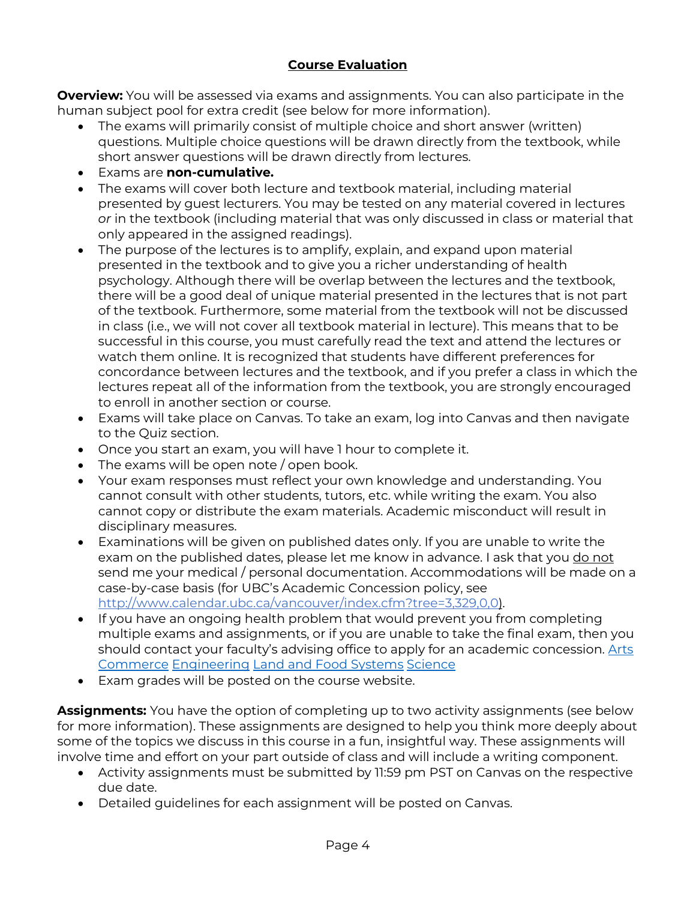## Course Evaluation

**Overview:** You will be assessed via exams and assignments. You can also participate in the human subject pool for extra credit (see below for more information).

- The exams will primarily consist of multiple choice and short answer (written) questions. Multiple choice questions will be drawn directly from the textbook, while short answer questions will be drawn directly from lectures.
- Exams are **non-cumulative.**
- The exams will cover both lecture and textbook material, including material presented by guest lecturers. You may be tested on any material covered in lectures *or* in the textbook (including material that was only discussed in class or material that only appeared in the assigned readings).
- The purpose of the lectures is to amplify, explain, and expand upon material presented in the textbook and to give you a richer understanding of health psychology. Although there will be overlap between the lectures and the textbook, there will be a good deal of unique material presented in the lectures that is not part of the textbook. Furthermore, some material from the textbook will not be discussed in class (i.e., we will not cover all textbook material in lecture). This means that to be successful in this course, you must carefully read the text and attend the lectures or watch them online. It is recognized that students have different preferences for concordance between lectures and the textbook, and if you prefer a class in which the lectures repeat all of the information from the textbook, you are strongly encouraged to enroll in another section or course.
- Exams will take place on Canvas. To take an exam, log into Canvas and then navigate to the Quiz section.
- Once you start an exam, you will have 1 hour to complete it.
- The exams will be open note / open book.
- Your exam responses must reflect your own knowledge and understanding. You cannot consult with other students, tutors, etc. while writing the exam. You also cannot copy or distribute the exam materials. Academic misconduct will result in disciplinary measures.
- Examinations will be given on published dates only. If you are unable to write the exam on the published dates, please let me know in advance. I ask that you do not send me your medical / personal documentation. Accommodations will be made on a case-by-case basis (for UBC's Academic Concession policy, see http://www.calendar.ubc.ca/vancouver/index.cfm?tree=3,329,0,0).
- If you have an ongoing health problem that would prevent you from completing multiple exams and assignments, or if you are unable to take the final exam, then you should contact your faculty's advising office to apply for an academic concession. Arts Commerce Engineering Land and Food Systems Science
- Exam grades will be posted on the course website.

**Assignments:** You have the option of completing up to two activity assignments (see below for more information). These assignments are designed to help you think more deeply about some of the topics we discuss in this course in a fun, insightful way. These assignments will involve time and effort on your part outside of class and will include a writing component.

- Activity assignments must be submitted by 11:59 pm PST on Canvas on the respective due date.
- Detailed guidelines for each assignment will be posted on Canvas.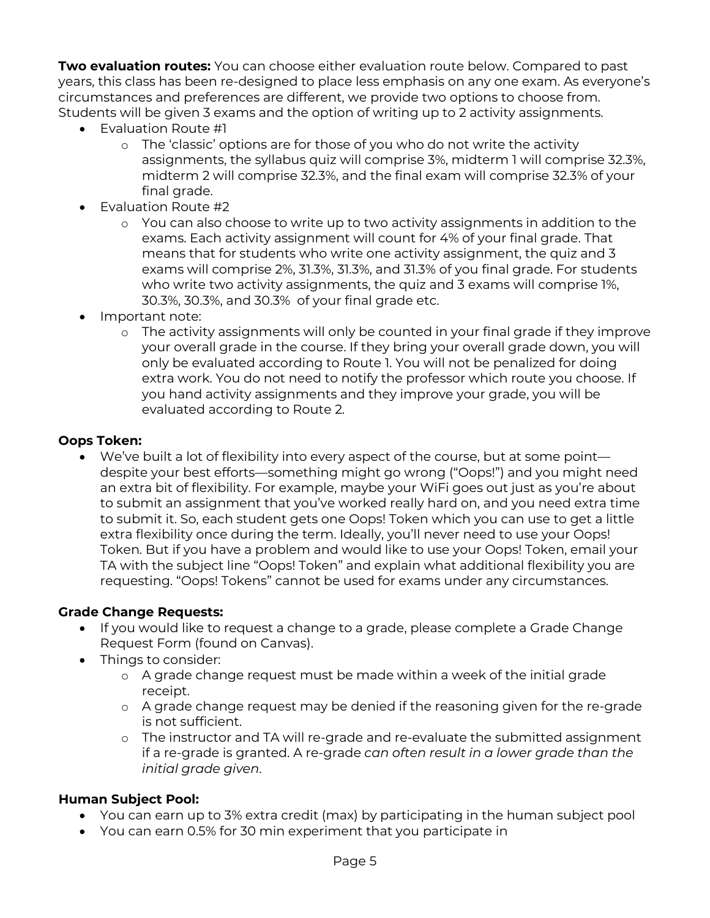**Two evaluation routes:** You can choose either evaluation route below. Compared to past years, this class has been re-designed to place less emphasis on any one exam. As everyone's circumstances and preferences are different, we provide two options to choose from. Students will be given 3 exams and the option of writing up to 2 activity assignments.

- Evaluation Route #1
  - The 'classic' options are for those of you who do not write the activity assignments, the syllabus quiz will comprise 3%, midterm 1 will comprise 32.3%, midterm 2 will comprise 32.3%, and the final exam will comprise 32.3% of your final grade.
- Evaluation Route #2
  - You can also choose to write up to two activity assignments in addition to the exams. Each activity assignment will count for 4% of your final grade. That means that for students who write one activity assignment, the quiz and 3 exams will comprise 2%, 31.3%, 31.3%, and 31.3% of you final grade. For students who write two activity assignments, the quiz and 3 exams will comprise 1%, 30.3%, 30.3%, and 30.3% of your final grade etc.
- Important note:
  - The activity assignments will only be counted in your final grade if they improve your overall grade in the course. If they bring your overall grade down, you will only be evaluated according to Route 1. You will not be penalized for doing extra work. You do not need to notify the professor which route you choose. If you hand activity assignments and they improve your grade, you will be evaluated according to Route 2.

### Oops Token:

- We've built a lot of flexibility into every aspect of the course, but at some point—despite your best efforts—something might go wrong ("Oops!") and you might need an extra bit of flexibility. For example, maybe your WiFi goes out just as you're about to submit an assignment that you've worked really hard on, and you need extra time to submit it. So, each student gets one Oops! Token which you can use to get a little extra flexibility once during the term. Ideally, you'll never need to use your Oops! Token. But if you have a problem and would like to use your Oops! Token, email your TA with the subject line "Oops! Token" and explain what additional flexibility you are requesting. "Oops! Tokens" cannot be used for exams under any circumstances.

### Grade Change Requests:

- If you would like to request a change to a grade, please complete a Grade Change Request Form (found on Canvas).
- Things to consider:
  - A grade change request must be made within a week of the initial grade receipt.
  - A grade change request may be denied if the reasoning given for the re-grade is not sufficient.
  - The instructor and TA will re-grade and re-evaluate the submitted assignment if a re-grade is granted. A re-grade *can often result in a lower grade than the initial grade given*.

### Human Subject Pool:

- You can earn up to 3% extra credit (max) by participating in the human subject pool
- You can earn 0.5% for 30 min experiment that you participate in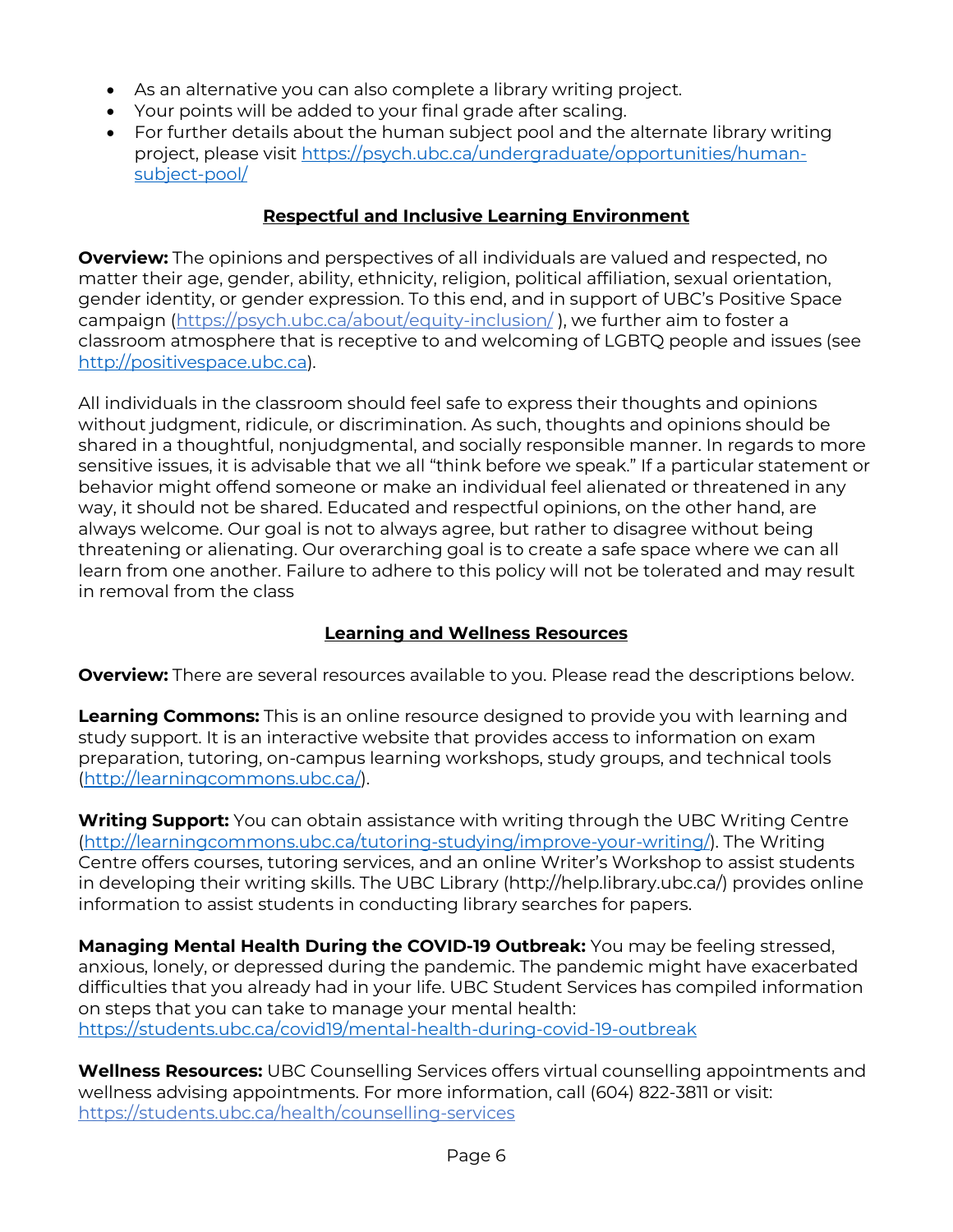- As an alternative you can also complete a library writing project.
- Your points will be added to your final grade after scaling.
- For further details about the human subject pool and the alternate library writing project, please visit [https://psych.ubc.ca/undergraduate/opportunities/human-subject-pool/](https://psych.ubc.ca/undergraduate/opportunities/human-subject-pool/)

## Respectful and Inclusive Learning Environment

**Overview:** The opinions and perspectives of all individuals are valued and respected, no matter their age, gender, ability, ethnicity, religion, political affiliation, sexual orientation, gender identity, or gender expression. To this end, and in support of UBC's Positive Space campaign ([https://psych.ubc.ca/about/equity-inclusion/](https://psych.ubc.ca/about/equity-inclusion/) ), we further aim to foster a classroom atmosphere that is receptive to and welcoming of LGBTQ people and issues (see [http://positivespace.ubc.ca](http://positivespace.ubc.ca)).

All individuals in the classroom should feel safe to express their thoughts and opinions without judgment, ridicule, or discrimination. As such, thoughts and opinions should be shared in a thoughtful, nonjudgmental, and socially responsible manner. In regards to more sensitive issues, it is advisable that we all "think before we speak." If a particular statement or behavior might offend someone or make an individual feel alienated or threatened in any way, it should not be shared. Educated and respectful opinions, on the other hand, are always welcome. Our goal is not to always agree, but rather to disagree without being threatening or alienating. Our overarching goal is to create a safe space where we can all learn from one another. Failure to adhere to this policy will not be tolerated and may result in removal from the class

## Learning and Wellness Resources

**Overview:** There are several resources available to you. Please read the descriptions below.

**Learning Commons:** This is an online resource designed to provide you with learning and study support. It is an interactive website that provides access to information on exam preparation, tutoring, on-campus learning workshops, study groups, and technical tools ([http://learningcommons.ubc.ca/](http://learningcommons.ubc.ca/)).

**Writing Support:** You can obtain assistance with writing through the UBC Writing Centre ([http://learningcommons.ubc.ca/tutoring-studying/improve-your-writing/](http://learningcommons.ubc.ca/tutoring-studying/improve-your-writing/)). The Writing Centre offers courses, tutoring services, and an online Writer's Workshop to assist students in developing their writing skills. The UBC Library (http://help.library.ubc.ca/) provides online information to assist students in conducting library searches for papers.

**Managing Mental Health During the COVID-19 Outbreak:** You may be feeling stressed, anxious, lonely, or depressed during the pandemic. The pandemic might have exacerbated difficulties that you already had in your life. UBC Student Services has compiled information on steps that you can take to manage your mental health: [https://students.ubc.ca/covid19/mental-health-during-covid-19-outbreak](https://students.ubc.ca/covid19/mental-health-during-covid-19-outbreak)

**Wellness Resources:** UBC Counselling Services offers virtual counselling appointments and wellness advising appointments. For more information, call (604) 822-3811 or visit: [https://students.ubc.ca/health/counselling-services](https://students.ubc.ca/health/counselling-services)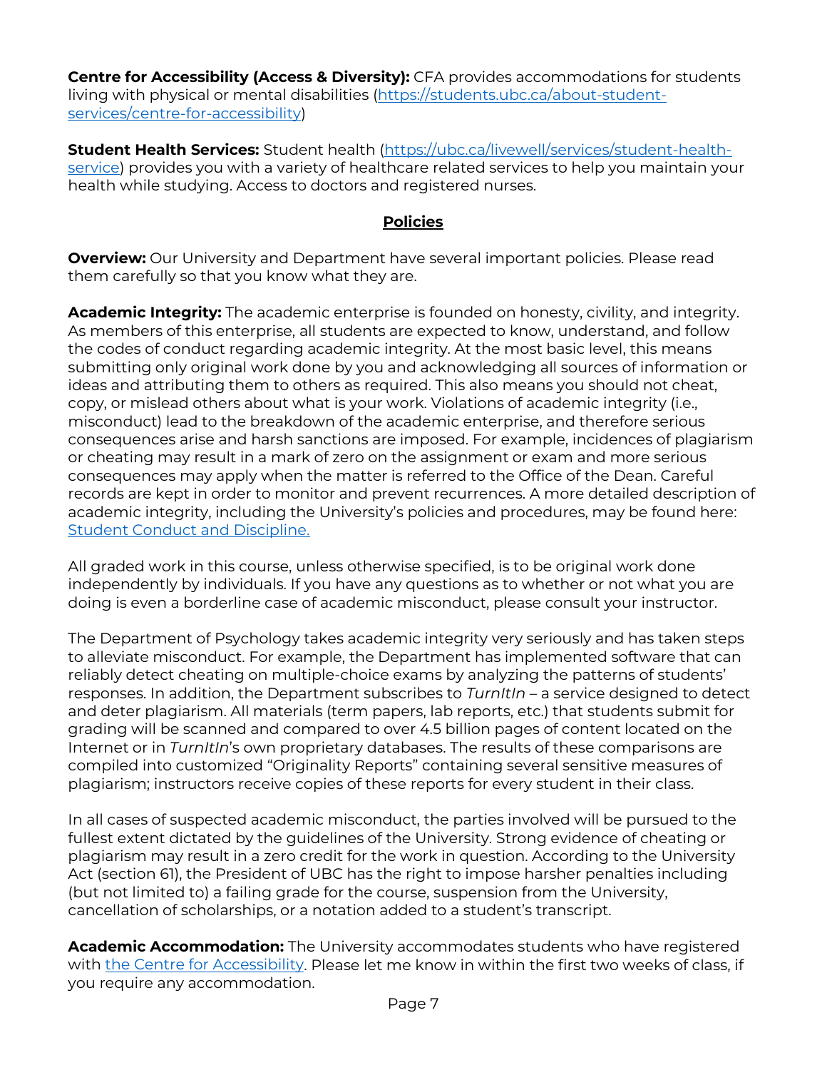**Centre for Accessibility (Access & Diversity):** CFA provides accommodations for students living with physical or mental disabilities ([https://students.ubc.ca/about-student-services/centre-for-accessibility](https://students.ubc.ca/about-student-services/centre-for-accessibility))

**Student Health Services:** Student health ([https://ubc.ca/livewell/services/student-health-service](https://ubc.ca/livewell/services/student-health-service)) provides you with a variety of healthcare related services to help you maintain your health while studying. Access to doctors and registered nurses.

## Policies

**Overview:** Our University and Department have several important policies. Please read them carefully so that you know what they are.

**Academic Integrity:** The academic enterprise is founded on honesty, civility, and integrity. As members of this enterprise, all students are expected to know, understand, and follow the codes of conduct regarding academic integrity. At the most basic level, this means submitting only original work done by you and acknowledging all sources of information or ideas and attributing them to others as required. This also means you should not cheat, copy, or mislead others about what is your work. Violations of academic integrity (i.e., misconduct) lead to the breakdown of the academic enterprise, and therefore serious consequences arise and harsh sanctions are imposed. For example, incidences of plagiarism or cheating may result in a mark of zero on the assignment or exam and more serious consequences may apply when the matter is referred to the Office of the Dean. Careful records are kept in order to monitor and prevent recurrences. A more detailed description of academic integrity, including the University's policies and procedures, may be found here: Student Conduct and Discipline.

All graded work in this course, unless otherwise specified, is to be original work done independently by individuals. If you have any questions as to whether or not what you are doing is even a borderline case of academic misconduct, please consult your instructor.

The Department of Psychology takes academic integrity very seriously and has taken steps to alleviate misconduct. For example, the Department has implemented software that can reliably detect cheating on multiple-choice exams by analyzing the patterns of students' responses. In addition, the Department subscribes to *TurnItIn* – a service designed to detect and deter plagiarism. All materials (term papers, lab reports, etc.) that students submit for grading will be scanned and compared to over 4.5 billion pages of content located on the Internet or in *TurnItIn*'s own proprietary databases. The results of these comparisons are compiled into customized "Originality Reports" containing several sensitive measures of plagiarism; instructors receive copies of these reports for every student in their class.

In all cases of suspected academic misconduct, the parties involved will be pursued to the fullest extent dictated by the guidelines of the University. Strong evidence of cheating or plagiarism may result in a zero credit for the work in question. According to the University Act (section 61), the President of UBC has the right to impose harsher penalties including (but not limited to) a failing grade for the course, suspension from the University, cancellation of scholarships, or a notation added to a student's transcript.

**Academic Accommodation:** The University accommodates students who have registered with the Centre for Accessibility. Please let me know in within the first two weeks of class, if you require any accommodation.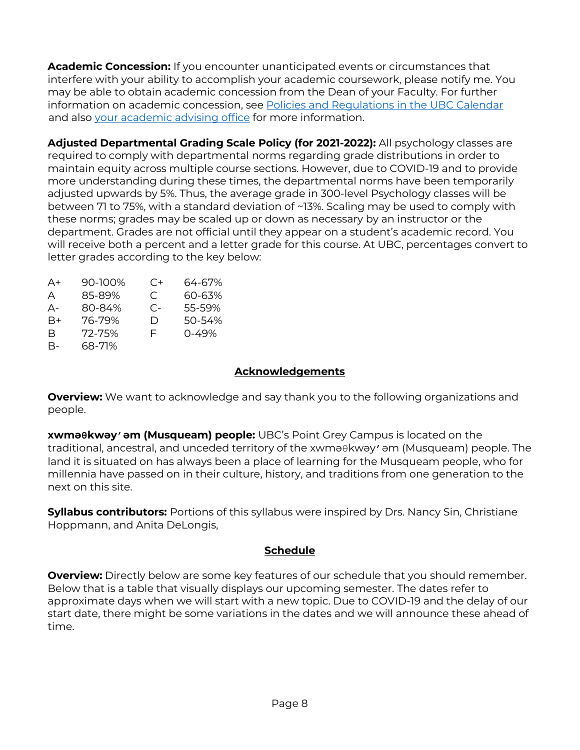**Academic Concession:** If you encounter unanticipated events or circumstances that interfere with your ability to accomplish your academic coursework, please notify me. You may be able to obtain academic concession from the Dean of your Faculty. For further information on academic concession, see Policies and Regulations in the UBC Calendar and also your academic advising office for more information.

**Adjusted Departmental Grading Scale Policy (for 2021-2022):** All psychology classes are required to comply with departmental norms regarding grade distributions in order to maintain equity across multiple course sections. However, due to COVID-19 and to provide more understanding during these times, the departmental norms have been temporarily adjusted upwards by 5%. Thus, the average grade in 300-level Psychology classes will be between 71 to 75%, with a standard deviation of ~13%. Scaling may be used to comply with these norms; grades may be scaled up or down as necessary by an instructor or the department. Grades are not official until they appear on a student's academic record. You will receive both a percent and a letter grade for this course. At UBC, percentages convert to letter grades according to the key below:

| | | | |
|---|---|---|---|
| A+ | 90-100% | C+ | 64-67% |
| A | 85-89% | C | 60-63% |
| A- | 80-84% | C- | 55-59% |
| B+ | 76-79% | D | 50-54% |
| B | 72-75% | F | 0-49% |
| B- | 68-71% | | |

## Acknowledgements

**Overview:** We want to acknowledge and say thank you to the following organizations and people.

**xwməθkwəy̓əm (Musqueam) people:** UBC's Point Grey Campus is located on the traditional, ancestral, and unceded territory of the xwməθkwəy̓əm (Musqueam) people. The land it is situated on has always been a place of learning for the Musqueam people, who for millennia have passed on in their culture, history, and traditions from one generation to the next on this site.

**Syllabus contributors:** Portions of this syllabus were inspired by Drs. Nancy Sin, Christiane Hoppmann, and Anita DeLongis,

## Schedule

**Overview:** Directly below are some key features of our schedule that you should remember. Below that is a table that visually displays our upcoming semester. The dates refer to approximate days when we will start with a new topic. Due to COVID-19 and the delay of our start date, there might be some variations in the dates and we will announce these ahead of time.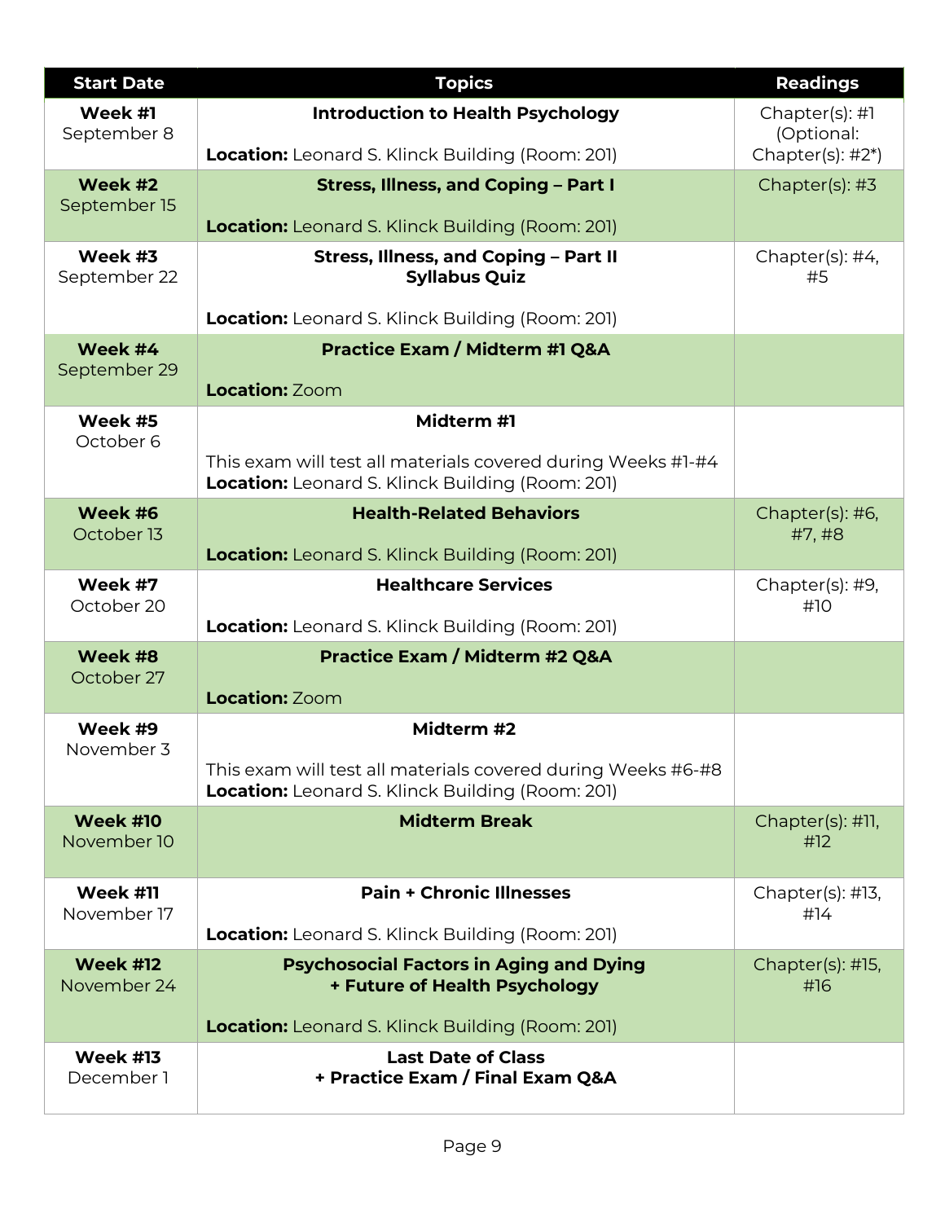| Start Date | Topics | Readings |
|---|---|---|
| **Week #1** September 8 | **Introduction to Health Psychology**<br><br>**Location:** Leonard S. Klinck Building (Room: 201) | Chapter(s): #1 (Optional: Chapter(s): #2*) |
| **Week #2** September 15 | **Stress, Illness, and Coping – Part I**<br><br>**Location:** Leonard S. Klinck Building (Room: 201) | Chapter(s): #3 |
| **Week #3** September 22 | **Stress, Illness, and Coping – Part II**<br>**Syllabus Quiz**<br><br>**Location:** Leonard S. Klinck Building (Room: 201) | Chapter(s): #4, #5 |
| **Week #4** September 29 | **Practice Exam / Midterm #1 Q&A**<br><br>**Location:** Zoom | |
| **Week #5** October 6 | **Midterm #1**<br><br>This exam will test all materials covered during Weeks #1-#4<br>**Location:** Leonard S. Klinck Building (Room: 201) | |
| **Week #6** October 13 | **Health-Related Behaviors**<br><br>**Location:** Leonard S. Klinck Building (Room: 201) | Chapter(s): #6, #7, #8 |
| **Week #7** October 20 | **Healthcare Services**<br><br>**Location:** Leonard S. Klinck Building (Room: 201) | Chapter(s): #9, #10 |
| **Week #8** October 27 | **Practice Exam / Midterm #2 Q&A**<br><br>**Location:** Zoom | |
| **Week #9** November 3 | **Midterm #2**<br><br>This exam will test all materials covered during Weeks #6-#8<br>**Location:** Leonard S. Klinck Building (Room: 201) | |
| **Week #10** November 10 | **Midterm Break** | Chapter(s): #11, #12 |
| **Week #11** November 17 | **Pain + Chronic Illnesses**<br><br>**Location:** Leonard S. Klinck Building (Room: 201) | Chapter(s): #13, #14 |
| **Week #12** November 24 | **Psychosocial Factors in Aging and Dying**<br>**+ Future of Health Psychology**<br><br>**Location:** Leonard S. Klinck Building (Room: 201) | Chapter(s): #15, #16 |
| **Week #13** December 1 | **Last Date of Class**<br>**+ Practice Exam / Final Exam Q&A** | |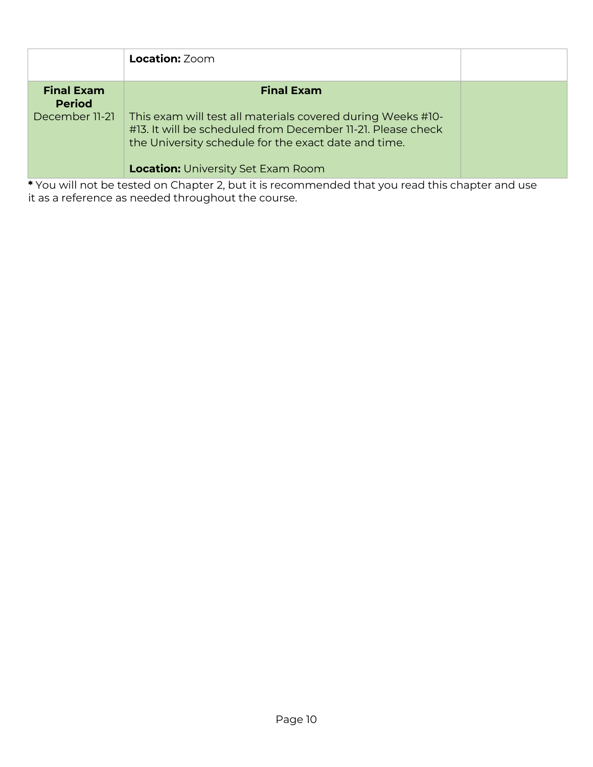| | | |
|---|---|---|
| | **Location:** Zoom | |
| **Final Exam Period** December 11-21 | **Final Exam**<br><br>This exam will test all materials covered during Weeks #10-#13. It will be scheduled from December 11-21. Please check the University schedule for the exact date and time.<br><br>**Location:** University Set Exam Room | |

**\*** You will not be tested on Chapter 2, but it is recommended that you read this chapter and use it as a reference as needed throughout the course.